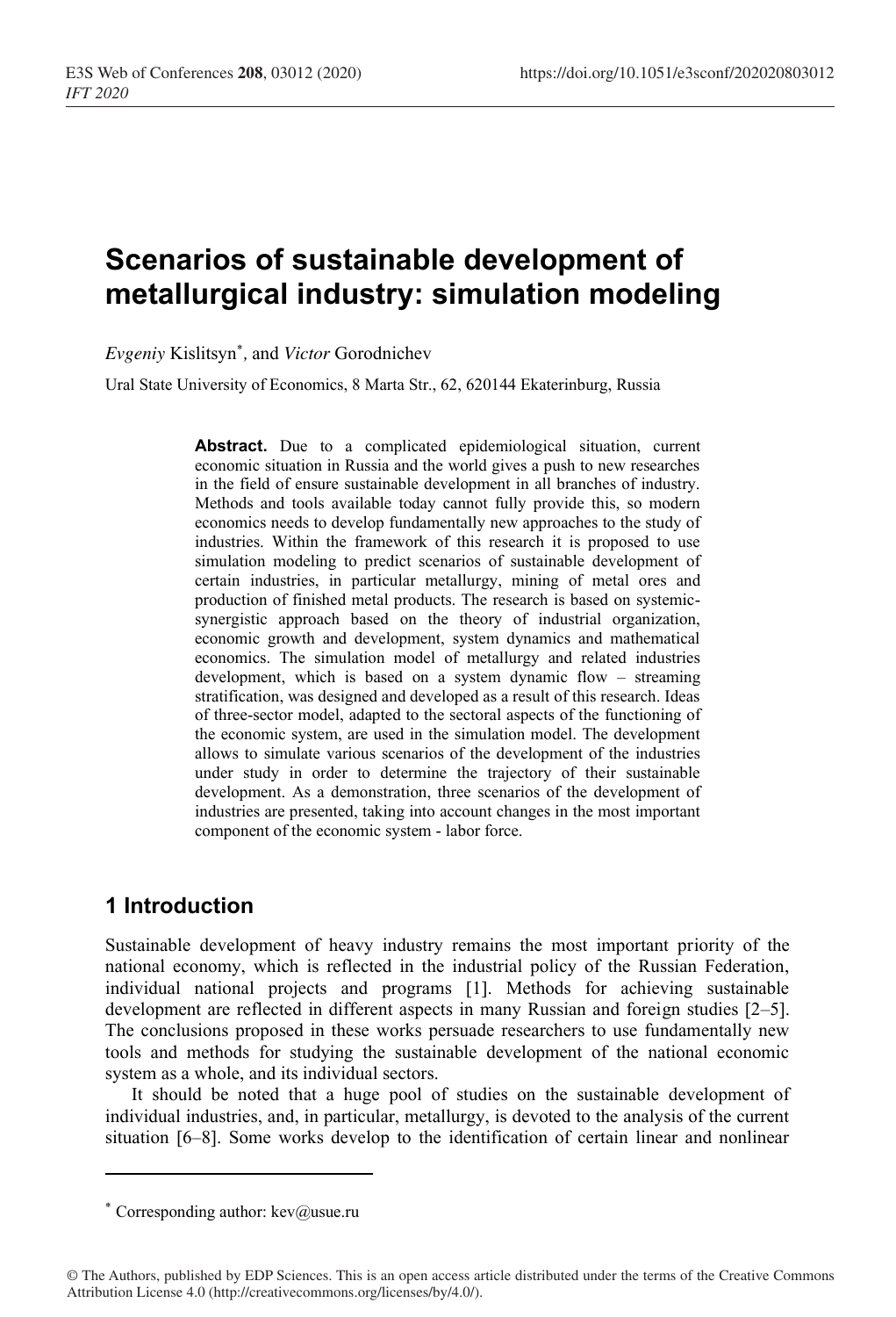# Scenarios of sustainable development of metallurgical industry: simulation modeling

*Evgeniy* Kislitsyn*, and *Victor* Gorodnichev

Ural State University of Economics, 8 Marta Str., 62, 620144 Ekaterinburg, Russia

**Abstract.** Due to a complicated epidemiological situation, current economic situation in Russia and the world gives a push to new researches in the field of ensure sustainable development in all branches of industry. Methods and tools available today cannot fully provide this, so modern economics needs to develop fundamentally new approaches to the study of industries. Within the framework of this research it is proposed to use simulation modeling to predict scenarios of sustainable development of certain industries, in particular metallurgy, mining of metal ores and production of finished metal products. The research is based on systemic-synergistic approach based on the theory of industrial organization, economic growth and development, system dynamics and mathematical economics. The simulation model of metallurgy and related industries development, which is based on a system dynamic flow – streaming stratification, was designed and developed as a result of this research. Ideas of three-sector model, adapted to the sectoral aspects of the functioning of the economic system, are used in the simulation model. The development allows to simulate various scenarios of the development of the industries under study in order to determine the trajectory of their sustainable development. As a demonstration, three scenarios of the development of industries are presented, taking into account changes in the most important component of the economic system - labor force.

## 1 Introduction

Sustainable development of heavy industry remains the most important priority of the national economy, which is reflected in the industrial policy of the Russian Federation, individual national projects and programs [1]. Methods for achieving sustainable development are reflected in different aspects in many Russian and foreign studies [2–5]. The conclusions proposed in these works persuade researchers to use fundamentally new tools and methods for studying the sustainable development of the national economic system as a whole, and its individual sectors.

It should be noted that a huge pool of studies on the sustainable development of individual industries, and, in particular, metallurgy, is devoted to the analysis of the current situation [6–8]. Some works develop to the identification of certain linear and nonlinear

* Corresponding author: kev@usue.ru

© The Authors, published by EDP Sciences. This is an open access article distributed under the terms of the Creative Commons Attribution License 4.0 (http://creativecommons.org/licenses/by/4.0/).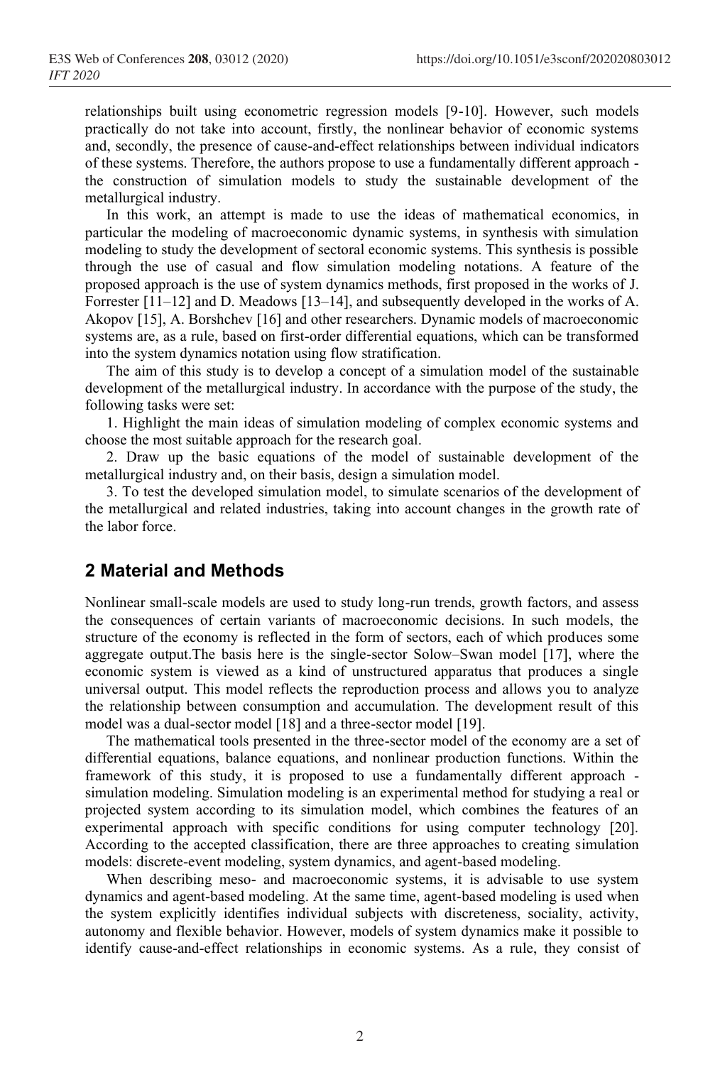relationships built using econometric regression models [9-10]. However, such models practically do not take into account, firstly, the nonlinear behavior of economic systems and, secondly, the presence of cause-and-effect relationships between individual indicators of these systems. Therefore, the authors propose to use a fundamentally different approach - the construction of simulation models to study the sustainable development of the metallurgical industry.

In this work, an attempt is made to use the ideas of mathematical economics, in particular the modeling of macroeconomic dynamic systems, in synthesis with simulation modeling to study the development of sectoral economic systems. This synthesis is possible through the use of casual and flow simulation modeling notations. A feature of the proposed approach is the use of system dynamics methods, first proposed in the works of J. Forrester [11–12] and D. Meadows [13–14], and subsequently developed in the works of A. Akopov [15], A. Borshchev [16] and other researchers. Dynamic models of macroeconomic systems are, as a rule, based on first-order differential equations, which can be transformed into the system dynamics notation using flow stratification.

The aim of this study is to develop a concept of a simulation model of the sustainable development of the metallurgical industry. In accordance with the purpose of the study, the following tasks were set:

1. Highlight the main ideas of simulation modeling of complex economic systems and choose the most suitable approach for the research goal.
2. Draw up the basic equations of the model of sustainable development of the metallurgical industry and, on their basis, design a simulation model.
3. To test the developed simulation model, to simulate scenarios of the development of the metallurgical and related industries, taking into account changes in the growth rate of the labor force.

## 2 Material and Methods

Nonlinear small-scale models are used to study long-run trends, growth factors, and assess the consequences of certain variants of macroeconomic decisions. In such models, the structure of the economy is reflected in the form of sectors, each of which produces some aggregate output.The basis here is the single-sector Solow–Swan model [17], where the economic system is viewed as a kind of unstructured apparatus that produces a single universal output. This model reflects the reproduction process and allows you to analyze the relationship between consumption and accumulation. The development result of this model was a dual-sector model [18] and a three-sector model [19].

The mathematical tools presented in the three-sector model of the economy are a set of differential equations, balance equations, and nonlinear production functions. Within the framework of this study, it is proposed to use a fundamentally different approach - simulation modeling. Simulation modeling is an experimental method for studying a real or projected system according to its simulation model, which combines the features of an experimental approach with specific conditions for using computer technology [20]. According to the accepted classification, there are three approaches to creating simulation models: discrete-event modeling, system dynamics, and agent-based modeling.

When describing meso- and macroeconomic systems, it is advisable to use system dynamics and agent-based modeling. At the same time, agent-based modeling is used when the system explicitly identifies individual subjects with discreteness, sociality, activity, autonomy and flexible behavior. However, models of system dynamics make it possible to identify cause-and-effect relationships in economic systems. As a rule, they consist of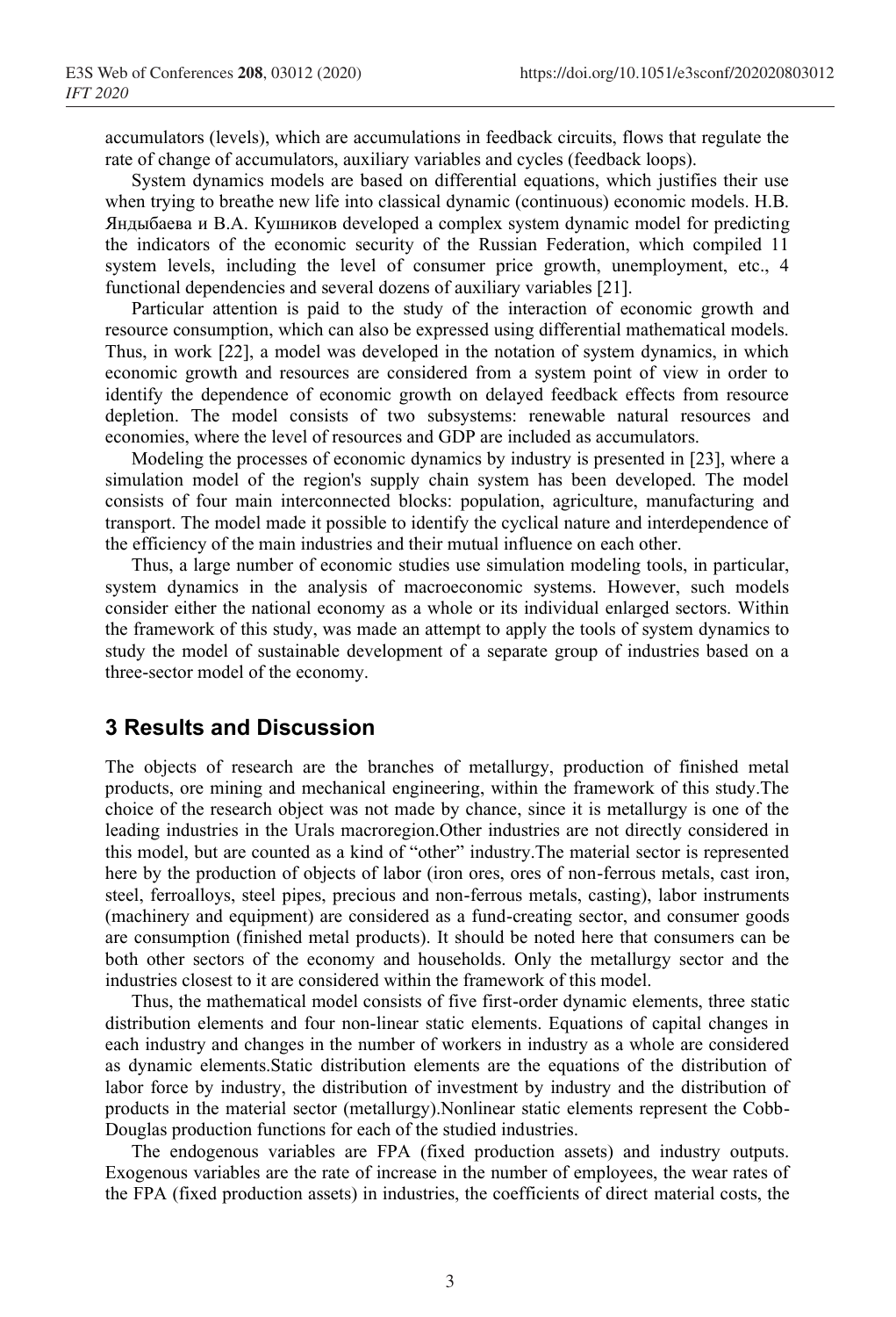accumulators (levels), which are accumulations in feedback circuits, flows that regulate the rate of change of accumulators, auxiliary variables and cycles (feedback loops).

System dynamics models are based on differential equations, which justifies their use when trying to breathe new life into classical dynamic (continuous) economic models. Н.В. Яндыбаева и В.А. Кушников developed a complex system dynamic model for predicting the indicators of the economic security of the Russian Federation, which compiled 11 system levels, including the level of consumer price growth, unemployment, etc., 4 functional dependencies and several dozens of auxiliary variables [21].

Particular attention is paid to the study of the interaction of economic growth and resource consumption, which can also be expressed using differential mathematical models. Thus, in work [22], a model was developed in the notation of system dynamics, in which economic growth and resources are considered from a system point of view in order to identify the dependence of economic growth on delayed feedback effects from resource depletion. The model consists of two subsystems: renewable natural resources and economies, where the level of resources and GDP are included as accumulators.

Modeling the processes of economic dynamics by industry is presented in [23], where a simulation model of the region's supply chain system has been developed. The model consists of four main interconnected blocks: population, agriculture, manufacturing and transport. The model made it possible to identify the cyclical nature and interdependence of the efficiency of the main industries and their mutual influence on each other.

Thus, a large number of economic studies use simulation modeling tools, in particular, system dynamics in the analysis of macroeconomic systems. However, such models consider either the national economy as a whole or its individual enlarged sectors. Within the framework of this study, was made an attempt to apply the tools of system dynamics to study the model of sustainable development of a separate group of industries based on a three-sector model of the economy.

## 3 Results and Discussion

The objects of research are the branches of metallurgy, production of finished metal products, ore mining and mechanical engineering, within the framework of this study.The choice of the research object was not made by chance, since it is metallurgy is one of the leading industries in the Urals macroregion.Other industries are not directly considered in this model, but are counted as a kind of "other" industry.The material sector is represented here by the production of objects of labor (iron ores, ores of non-ferrous metals, cast iron, steel, ferroalloys, steel pipes, precious and non-ferrous metals, casting), labor instruments (machinery and equipment) are considered as a fund-creating sector, and consumer goods are consumption (finished metal products). It should be noted here that consumers can be both other sectors of the economy and households. Only the metallurgy sector and the industries closest to it are considered within the framework of this model.

Thus, the mathematical model consists of five first-order dynamic elements, three static distribution elements and four non-linear static elements. Equations of capital changes in each industry and changes in the number of workers in industry as a whole are considered as dynamic elements.Static distribution elements are the equations of the distribution of labor force by industry, the distribution of investment by industry and the distribution of products in the material sector (metallurgy).Nonlinear static elements represent the Cobb-Douglas production functions for each of the studied industries.

The endogenous variables are FPA (fixed production assets) and industry outputs. Exogenous variables are the rate of increase in the number of employees, the wear rates of the FPA (fixed production assets) in industries, the coefficients of direct material costs, the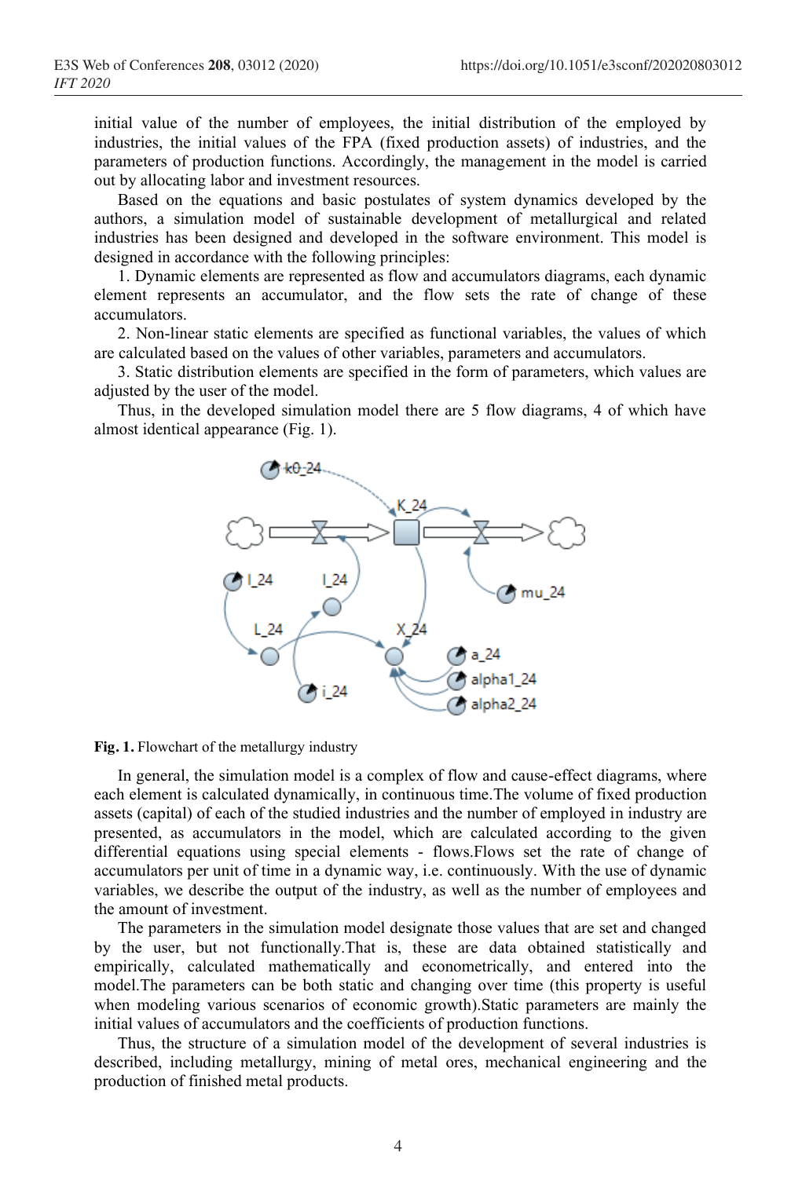initial value of the number of employees, the initial distribution of the employed by industries, the initial values of the FPA (fixed production assets) of industries, and the parameters of production functions. Accordingly, the management in the model is carried out by allocating labor and investment resources.

Based on the equations and basic postulates of system dynamics developed by the authors, a simulation model of sustainable development of metallurgical and related industries has been designed and developed in the software environment. This model is designed in accordance with the following principles:

1. Dynamic elements are represented as flow and accumulators diagrams, each dynamic element represents an accumulator, and the flow sets the rate of change of these accumulators.
2. Non-linear static elements are specified as functional variables, the values of which are calculated based on the values of other variables, parameters and accumulators.
3. Static distribution elements are specified in the form of parameters, which values are adjusted by the user of the model.

Thus, in the developed simulation model there are 5 flow diagrams, 4 of which have almost identical appearance (Fig. 1).

**Fig. 1.** Flowchart of the metallurgy industry

In general, the simulation model is a complex of flow and cause-effect diagrams, where each element is calculated dynamically, in continuous time.The volume of fixed production assets (capital) of each of the studied industries and the number of employed in industry are presented, as accumulators in the model, which are calculated according to the given differential equations using special elements - flows.Flows set the rate of change of accumulators per unit of time in a dynamic way, i.e. continuously. With the use of dynamic variables, we describe the output of the industry, as well as the number of employees and the amount of investment.

The parameters in the simulation model designate those values that are set and changed by the user, but not functionally.That is, these are data obtained statistically and empirically, calculated mathematically and econometrically, and entered into the model.The parameters can be both static and changing over time (this property is useful when modeling various scenarios of economic growth).Static parameters are mainly the initial values of accumulators and the coefficients of production functions.

Thus, the structure of a simulation model of the development of several industries is described, including metallurgy, mining of metal ores, mechanical engineering and the production of finished metal products.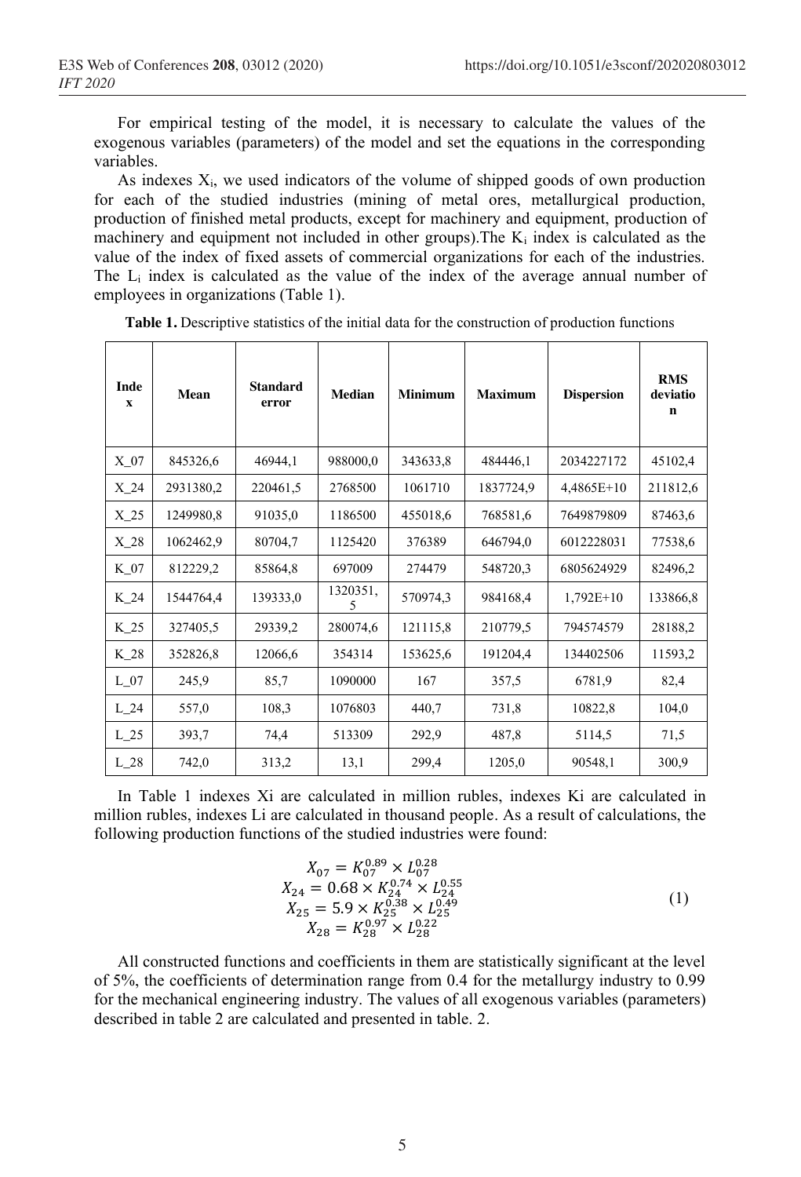For empirical testing of the model, it is necessary to calculate the values of the exogenous variables (parameters) of the model and set the equations in the corresponding variables.

As indexes $X_i$, we used indicators of the volume of shipped goods of own production for each of the studied industries (mining of metal ores, metallurgical production, production of finished metal products, except for machinery and equipment, production of machinery and equipment not included in other groups).The $K_i$ index is calculated as the value of the index of fixed assets of commercial organizations for each of the industries. The $L_i$ index is calculated as the value of the index of the average annual number of employees in organizations (Table 1).

**Table 1.** Descriptive statistics of the initial data for the construction of production functions

| Index | Mean | Standard error | Median | Minimum | Maximum | Dispersion | RMS deviation |
|---|---|---|---|---|---|---|---|
| X_07 | 845326,6 | 46944,1 | 988000,0 | 343633,8 | 484446,1 | 2034227172 | 45102,4 |
| X_24 | 2931380,2 | 220461,5 | 2768500 | 1061710 | 1837724,9 | 4,4865E+10 | 211812,6 |
| X_25 | 1249980,8 | 91035,0 | 1186500 | 455018,6 | 768581,6 | 7649879809 | 87463,6 |
| X_28 | 1062462,9 | 80704,7 | 1125420 | 376389 | 646794,0 | 6012228031 | 77538,6 |
| K_07 | 812229,2 | 85864,8 | 697009 | 274479 | 548720,3 | 6805624929 | 82496,2 |
| K_24 | 1544764,4 | 139333,0 | 1320351,5 | 570974,3 | 984168,4 | 1,792E+10 | 133866,8 |
| K_25 | 327405,5 | 29339,2 | 280074,6 | 121115,8 | 210779,5 | 794574579 | 28188,2 |
| K_28 | 352826,8 | 12066,6 | 354314 | 153625,6 | 191204,4 | 134402506 | 11593,2 |
| L_07 | 245,9 | 85,7 | 1090000 | 167 | 357,5 | 6781,9 | 82,4 |
| L_24 | 557,0 | 108,3 | 1076803 | 440,7 | 731,8 | 10822,8 | 104,0 |
| L_25 | 393,7 | 74,4 | 513309 | 292,9 | 487,8 | 5114,5 | 71,5 |
| L_28 | 742,0 | 313,2 | 13,1 | 299,4 | 1205,0 | 90548,1 | 300,9 |

In Table 1 indexes Xi are calculated in million rubles, indexes Ki are calculated in million rubles, indexes Li are calculated in thousand people. As a result of calculations, the following production functions of the studied industries were found:

$$
\begin{gathered}
X_{07} = K_{07}^{0.89} \times L_{07}^{0.28} \\
X_{24} = 0.68 \times K_{24}^{0.74} \times L_{24}^{0.55} \\
X_{25} = 5.9 \times K_{25}^{0.38} \times L_{25}^{0.49} \\
X_{28} = K_{28}^{0.97} \times L_{28}^{0.22}
\end{gathered} \tag{1}
$$

All constructed functions and coefficients in them are statistically significant at the level of 5%, the coefficients of determination range from 0.4 for the metallurgy industry to 0.99 for the mechanical engineering industry. The values of all exogenous variables (parameters) described in table 2 are calculated and presented in table. 2.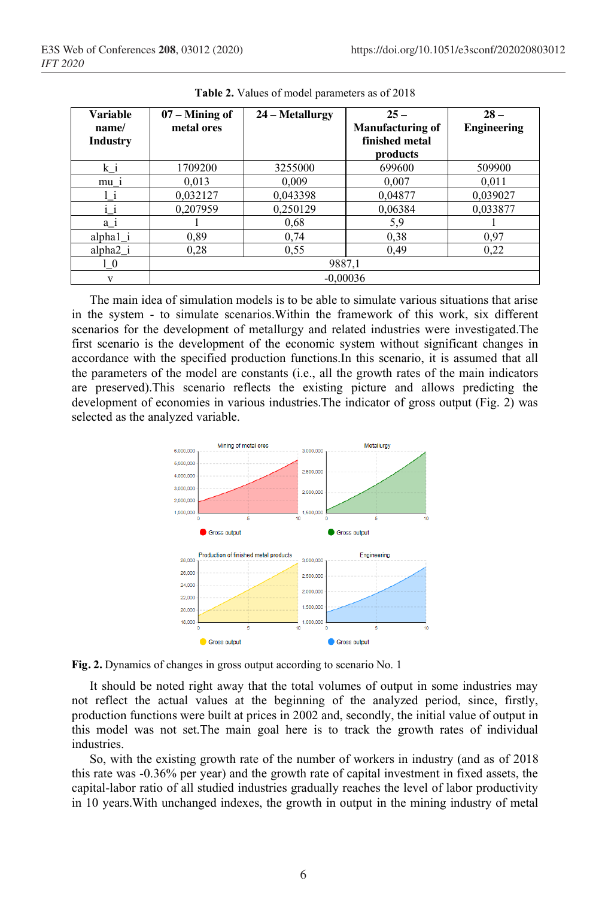**Table 2.** Values of model parameters as of 2018

| Variable name/ Industry | 07 – Mining of metal ores | 24 – Metallurgy | 25 – Manufacturing of finished metal products | 28 – Engineering |
|---|---|---|---|---|
| k_i | 1709200 | 3255000 | 699600 | 509900 |
| mu_i | 0,013 | 0,009 | 0,007 | 0,011 |
| l_i | 0,032127 | 0,043398 | 0,04877 | 0,039027 |
| i_i | 0,207959 | 0,250129 | 0,06384 | 0,033877 |
| a_i | 1 | 0,68 | 5,9 | 1 |
| alpha1_i | 0,89 | 0,74 | 0,38 | 0,97 |
| alpha2_i | 0,28 | 0,55 | 0,49 | 0,22 |
| l_0 | 9887,1 | | | |
| v | -0,00036 | | | |

The main idea of simulation models is to be able to simulate various situations that arise in the system - to simulate scenarios.Within the framework of this work, six different scenarios for the development of metallurgy and related industries were investigated.The first scenario is the development of the economic system without significant changes in accordance with the specified production functions.In this scenario, it is assumed that all the parameters of the model are constants (i.e., all the growth rates of the main indicators are preserved).This scenario reflects the existing picture and allows predicting the development of economies in various industries.The indicator of gross output (Fig. 2) was selected as the analyzed variable.

**Fig. 2.** Dynamics of changes in gross output according to scenario No. 1

It should be noted right away that the total volumes of output in some industries may not reflect the actual values at the beginning of the analyzed period, since, firstly, production functions were built at prices in 2002 and, secondly, the initial value of output in this model was not set.The main goal here is to track the growth rates of individual industries.

So, with the existing growth rate of the number of workers in industry (and as of 2018 this rate was -0.36% per year) and the growth rate of capital investment in fixed assets, the capital-labor ratio of all studied industries gradually reaches the level of labor productivity in 10 years.With unchanged indexes, the growth in output in the mining industry of metal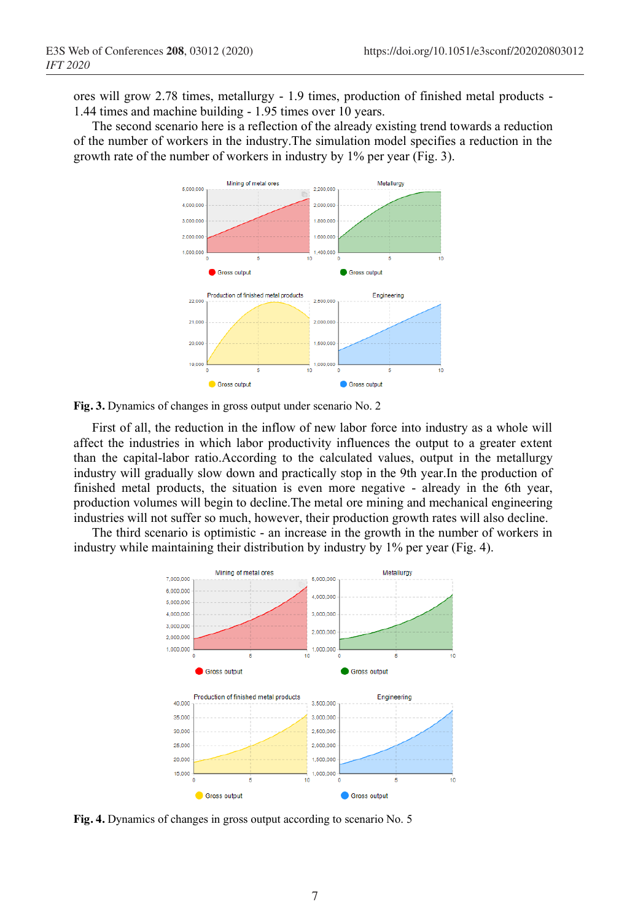ores will grow 2.78 times, metallurgy - 1.9 times, production of finished metal products - 1.44 times and machine building - 1.95 times over 10 years.

The second scenario here is a reflection of the already existing trend towards a reduction of the number of workers in the industry.The simulation model specifies a reduction in the growth rate of the number of workers in industry by 1% per year (Fig. 3).

**Fig. 3.** Dynamics of changes in gross output under scenario No. 2

First of all, the reduction in the inflow of new labor force into industry as a whole will affect the industries in which labor productivity influences the output to a greater extent than the capital-labor ratio.According to the calculated values, output in the metallurgy industry will gradually slow down and practically stop in the 9th year.In the production of finished metal products, the situation is even more negative - already in the 6th year, production volumes will begin to decline.The metal ore mining and mechanical engineering industries will not suffer so much, however, their production growth rates will also decline.

The third scenario is optimistic - an increase in the growth in the number of workers in industry while maintaining their distribution by industry by 1% per year (Fig. 4).

**Fig. 4.** Dynamics of changes in gross output according to scenario No. 5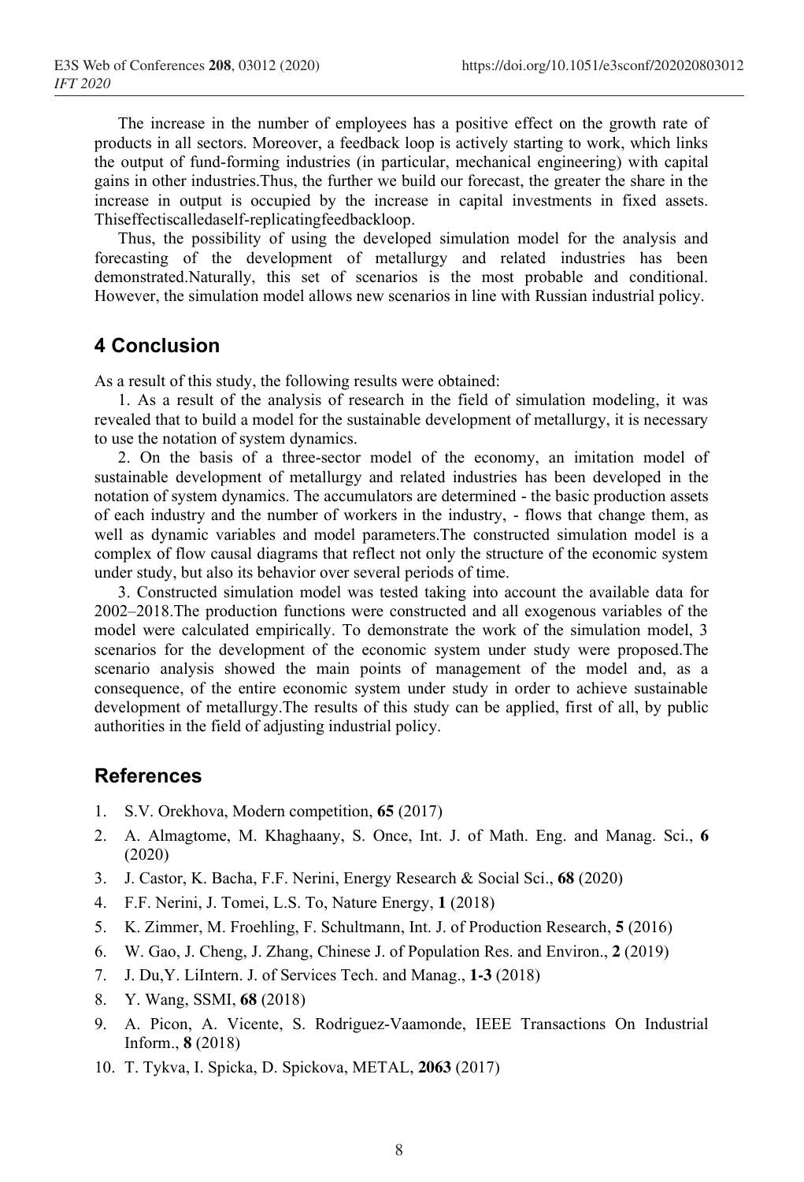The increase in the number of employees has a positive effect on the growth rate of products in all sectors. Moreover, a feedback loop is actively starting to work, which links the output of fund-forming industries (in particular, mechanical engineering) with capital gains in other industries.Thus, the further we build our forecast, the greater the share in the increase in output is occupied by the increase in capital investments in fixed assets. Thiseffectiscalledaself-replicatingfeedbackloop.

Thus, the possibility of using the developed simulation model for the analysis and forecasting of the development of metallurgy and related industries has been demonstrated.Naturally, this set of scenarios is the most probable and conditional. However, the simulation model allows new scenarios in line with Russian industrial policy.

## 4 Conclusion

As a result of this study, the following results were obtained:

1. As a result of the analysis of research in the field of simulation modeling, it was revealed that to build a model for the sustainable development of metallurgy, it is necessary to use the notation of system dynamics.

2. On the basis of a three-sector model of the economy, an imitation model of sustainable development of metallurgy and related industries has been developed in the notation of system dynamics. The accumulators are determined - the basic production assets of each industry and the number of workers in the industry, - flows that change them, as well as dynamic variables and model parameters.The constructed simulation model is a complex of flow causal diagrams that reflect not only the structure of the economic system under study, but also its behavior over several periods of time.

3. Constructed simulation model was tested taking into account the available data for 2002–2018.The production functions were constructed and all exogenous variables of the model were calculated empirically. To demonstrate the work of the simulation model, 3 scenarios for the development of the economic system under study were proposed.The scenario analysis showed the main points of management of the model and, as a consequence, of the entire economic system under study in order to achieve sustainable development of metallurgy.The results of this study can be applied, first of all, by public authorities in the field of adjusting industrial policy.

## References

1. S.V. Orekhova, Modern competition, **65** (2017)
2. A. Almagtome, M. Khaghaany, S. Once, Int. J. of Math. Eng. and Manag. Sci., **6** (2020)
3. J. Castor, K. Bacha, F.F. Nerini, Energy Research & Social Sci., **68** (2020)
4. F.F. Nerini, J. Tomei, L.S. To, Nature Energy, **1** (2018)
5. K. Zimmer, M. Froehling, F. Schultmann, Int. J. of Production Research, **5** (2016)
6. W. Gao, J. Cheng, J. Zhang, Chinese J. of Population Res. and Environ., **2** (2019)
7. J. Du,Y. LiIntern. J. of Services Tech. and Manag., **1-3** (2018)
8. Y. Wang, SSMI, **68** (2018)
9. A. Picon, A. Vicente, S. Rodriguez-Vaamonde, IEEE Transactions On Industrial Inform., **8** (2018)
10. T. Tykva, I. Spicka, D. Spickova, METAL, **2063** (2017)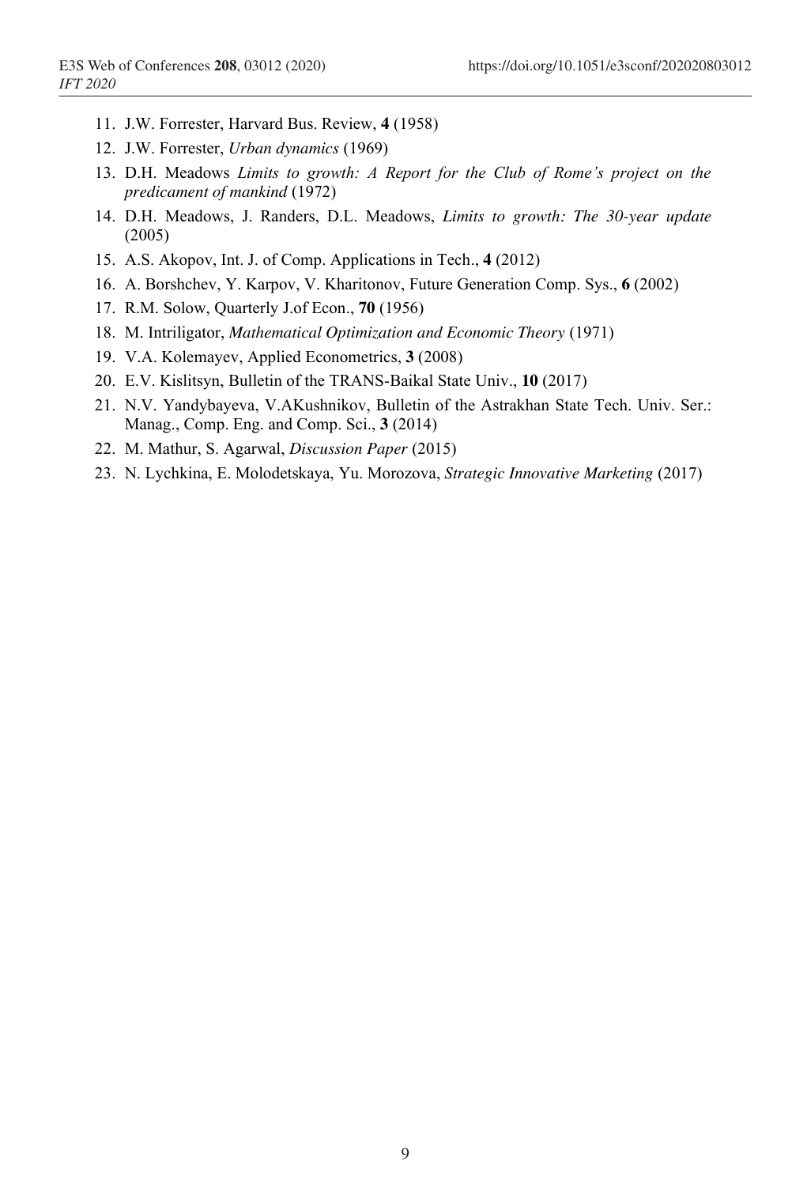11. J.W. Forrester, Harvard Bus. Review, **4** (1958)
12. J.W. Forrester, *Urban dynamics* (1969)
13. D.H. Meadows *Limits to growth: A Report for the Club of Rome's project on the predicament of mankind* (1972)
14. D.H. Meadows, J. Randers, D.L. Meadows, *Limits to growth: The 30-year update* (2005)
15. A.S. Akopov, Int. J. of Comp. Applications in Tech., **4** (2012)
16. A. Borshchev, Y. Karpov, V. Kharitonov, Future Generation Comp. Sys., **6** (2002)
17. R.M. Solow, Quarterly J.of Econ., **70** (1956)
18. M. Intriligator, *Mathematical Optimization and Economic Theory* (1971)
19. V.A. Kolemayev, Applied Econometrics, **3** (2008)
20. E.V. Kislitsyn, Bulletin of the TRANS-Baikal State Univ., **10** (2017)
21. N.V. Yandybayeva, V.AKushnikov, Bulletin of the Astrakhan State Tech. Univ. Ser.: Manag., Comp. Eng. and Comp. Sci., **3** (2014)
22. M. Mathur, S. Agarwal, *Discussion Paper* (2015)
23. N. Lychkina, E. Molodetskaya, Yu. Morozova, *Strategic Innovative Marketing* (2017)